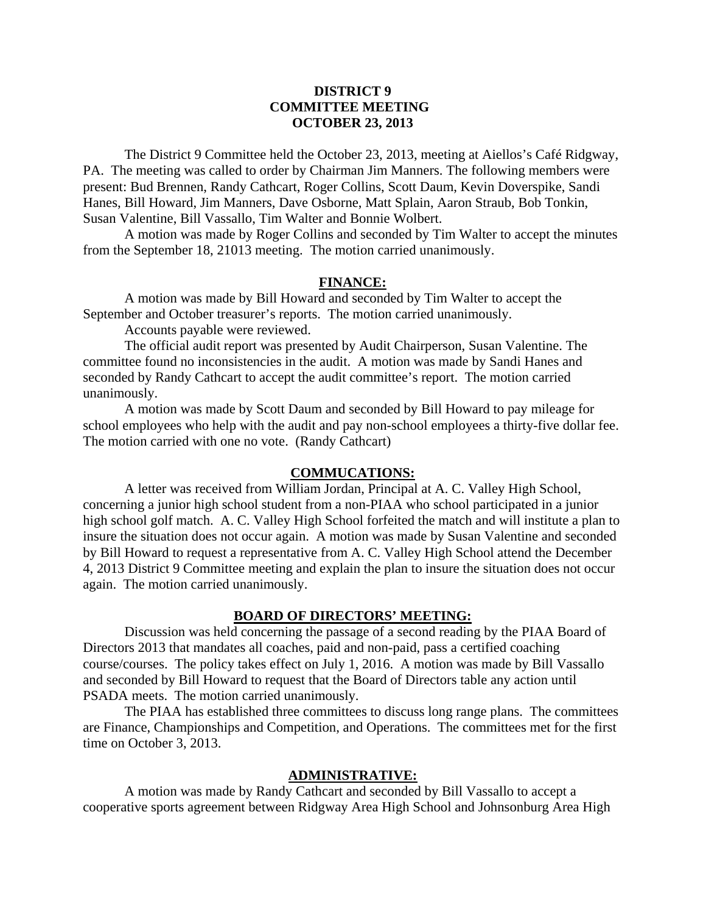**DISTRICT 9**
**COMMITTEE MEETING**
**OCTOBER 23, 2013**

The District 9 Committee held the October 23, 2013, meeting at Aiellos's Café Ridgway, PA. The meeting was called to order by Chairman Jim Manners. The following members were present: Bud Brennen, Randy Cathcart, Roger Collins, Scott Daum, Kevin Doverspike, Sandi Hanes, Bill Howard, Jim Manners, Dave Osborne, Matt Splain, Aaron Straub, Bob Tonkin, Susan Valentine, Bill Vassallo, Tim Walter and Bonnie Wolbert.

A motion was made by Roger Collins and seconded by Tim Walter to accept the minutes from the September 18, 21013 meeting. The motion carried unanimously.

## FINANCE:

A motion was made by Bill Howard and seconded by Tim Walter to accept the September and October treasurer's reports. The motion carried unanimously.

Accounts payable were reviewed.

The official audit report was presented by Audit Chairperson, Susan Valentine. The committee found no inconsistencies in the audit. A motion was made by Sandi Hanes and seconded by Randy Cathcart to accept the audit committee's report. The motion carried unanimously.

A motion was made by Scott Daum and seconded by Bill Howard to pay mileage for school employees who help with the audit and pay non-school employees a thirty-five dollar fee. The motion carried with one no vote. (Randy Cathcart)

## COMMUCATIONS:

A letter was received from William Jordan, Principal at A. C. Valley High School, concerning a junior high school student from a non-PIAA who school participated in a junior high school golf match. A. C. Valley High School forfeited the match and will institute a plan to insure the situation does not occur again. A motion was made by Susan Valentine and seconded by Bill Howard to request a representative from A. C. Valley High School attend the December 4, 2013 District 9 Committee meeting and explain the plan to insure the situation does not occur again. The motion carried unanimously.

## BOARD OF DIRECTORS' MEETING:

Discussion was held concerning the passage of a second reading by the PIAA Board of Directors 2013 that mandates all coaches, paid and non-paid, pass a certified coaching course/courses. The policy takes effect on July 1, 2016. A motion was made by Bill Vassallo and seconded by Bill Howard to request that the Board of Directors table any action until PSADA meets. The motion carried unanimously.

The PIAA has established three committees to discuss long range plans. The committees are Finance, Championships and Competition, and Operations. The committees met for the first time on October 3, 2013.

## ADMINISTRATIVE:

A motion was made by Randy Cathcart and seconded by Bill Vassallo to accept a cooperative sports agreement between Ridgway Area High School and Johnsonburg Area High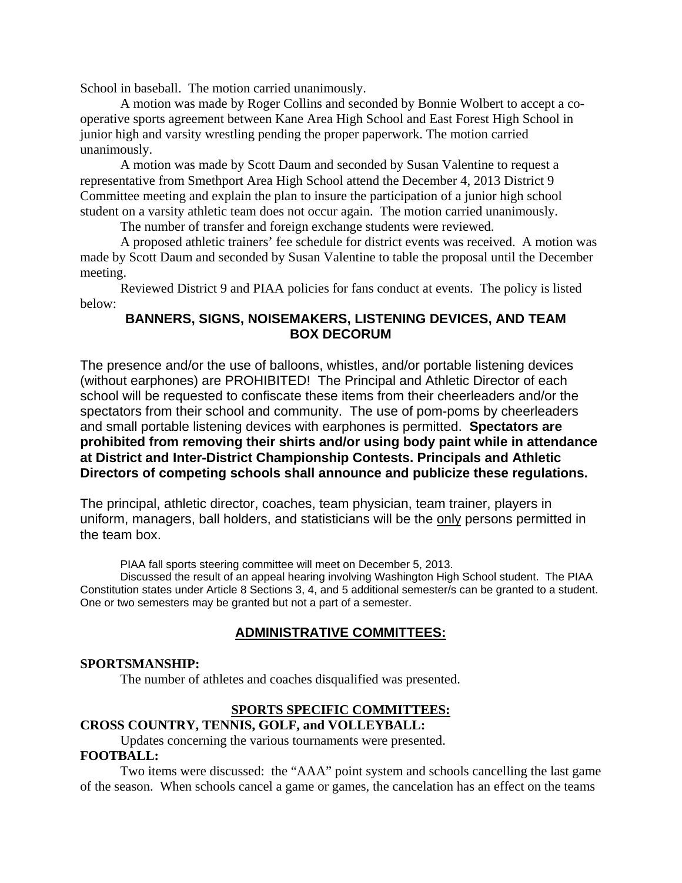School in baseball. The motion carried unanimously.

A motion was made by Roger Collins and seconded by Bonnie Wolbert to accept a co-operative sports agreement between Kane Area High School and East Forest High School in junior high and varsity wrestling pending the proper paperwork. The motion carried unanimously.

A motion was made by Scott Daum and seconded by Susan Valentine to request a representative from Smethport Area High School attend the December 4, 2013 District 9 Committee meeting and explain the plan to insure the participation of a junior high school student on a varsity athletic team does not occur again. The motion carried unanimously.

The number of transfer and foreign exchange students were reviewed.

A proposed athletic trainers' fee schedule for district events was received. A motion was made by Scott Daum and seconded by Susan Valentine to table the proposal until the December meeting.

Reviewed District 9 and PIAA policies for fans conduct at events. The policy is listed below:

**BANNERS, SIGNS, NOISEMAKERS, LISTENING DEVICES, AND TEAM BOX DECORUM**

The presence and/or the use of balloons, whistles, and/or portable listening devices (without earphones) are PROHIBITED! The Principal and Athletic Director of each school will be requested to confiscate these items from their cheerleaders and/or the spectators from their school and community. The use of pom-poms by cheerleaders and small portable listening devices with earphones is permitted. **Spectators are prohibited from removing their shirts and/or using body paint while in attendance at District and Inter-District Championship Contests. Principals and Athletic Directors of competing schools shall announce and publicize these regulations.**

The principal, athletic director, coaches, team physician, team trainer, players in uniform, managers, ball holders, and statisticians will be the <u>only</u> persons permitted in the team box.

PIAA fall sports steering committee will meet on December 5, 2013.

Discussed the result of an appeal hearing involving Washington High School student. The PIAA Constitution states under Article 8 Sections 3, 4, and 5 additional semester/s can be granted to a student. One or two semesters may be granted but not a part of a semester.

## ADMINISTRATIVE COMMITTEES:

**SPORTSMANSHIP:**

The number of athletes and coaches disqualified was presented.

## SPORTS SPECIFIC COMMITTEES:

**CROSS COUNTRY, TENNIS, GOLF, and VOLLEYBALL:**

Updates concerning the various tournaments were presented.

**FOOTBALL:**

Two items were discussed: the "AAA" point system and schools cancelling the last game of the season. When schools cancel a game or games, the cancelation has an effect on the teams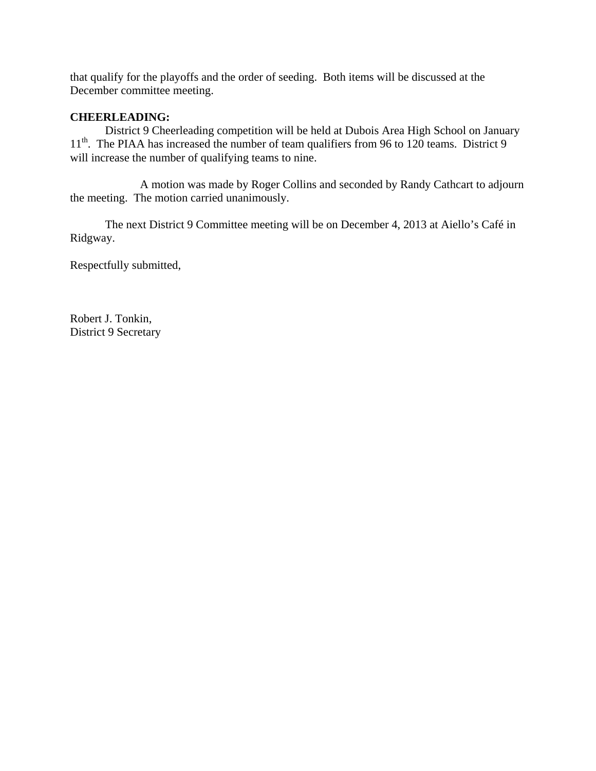that qualify for the playoffs and the order of seeding.  Both items will be discussed at the December committee meeting.

**CHEERLEADING:**

District 9 Cheerleading competition will be held at Dubois Area High School on January 11th.  The PIAA has increased the number of team qualifiers from 96 to 120 teams.  District 9 will increase the number of qualifying teams to nine.

A motion was made by Roger Collins and seconded by Randy Cathcart to adjourn the meeting.  The motion carried unanimously.

The next District 9 Committee meeting will be on December 4, 2013 at Aiello's Café in Ridgway.

Respectfully submitted,

Robert J. Tonkin,
District 9 Secretary